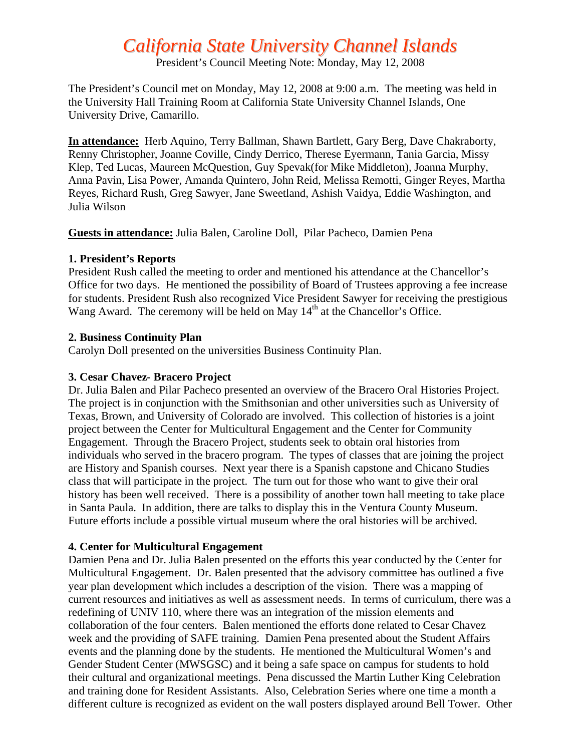# *California State University Channel Islands*

President's Council Meeting Note: Monday, May 12, 2008

The President's Council met on Monday, May 12, 2008 at 9:00 a.m. The meeting was held in the University Hall Training Room at California State University Channel Islands, One University Drive, Camarillo.

**In attendance:** Herb Aquino, Terry Ballman, Shawn Bartlett, Gary Berg, Dave Chakraborty, Renny Christopher, Joanne Coville, Cindy Derrico, Therese Eyermann, Tania Garcia, Missy Klep, Ted Lucas, Maureen McQuestion, Guy Spevak(for Mike Middleton), Joanna Murphy, Anna Pavin, Lisa Power, Amanda Quintero, John Reid, Melissa Remotti, Ginger Reyes, Martha Reyes, Richard Rush, Greg Sawyer, Jane Sweetland, Ashish Vaidya, Eddie Washington, and Julia Wilson

**Guests in attendance:** Julia Balen, Caroline Doll, Pilar Pacheco, Damien Pena

### 1. President's Reports

President Rush called the meeting to order and mentioned his attendance at the Chancellor's Office for two days. He mentioned the possibility of Board of Trustees approving a fee increase for students. President Rush also recognized Vice President Sawyer for receiving the prestigious Wang Award. The ceremony will be held on May 14th at the Chancellor's Office.

### 2. Business Continuity Plan

Carolyn Doll presented on the universities Business Continuity Plan.

### 3. Cesar Chavez- Bracero Project

Dr. Julia Balen and Pilar Pacheco presented an overview of the Bracero Oral Histories Project. The project is in conjunction with the Smithsonian and other universities such as University of Texas, Brown, and University of Colorado are involved. This collection of histories is a joint project between the Center for Multicultural Engagement and the Center for Community Engagement. Through the Bracero Project, students seek to obtain oral histories from individuals who served in the bracero program. The types of classes that are joining the project are History and Spanish courses. Next year there is a Spanish capstone and Chicano Studies class that will participate in the project. The turn out for those who want to give their oral history has been well received. There is a possibility of another town hall meeting to take place in Santa Paula. In addition, there are talks to display this in the Ventura County Museum. Future efforts include a possible virtual museum where the oral histories will be archived.

### 4. Center for Multicultural Engagement

Damien Pena and Dr. Julia Balen presented on the efforts this year conducted by the Center for Multicultural Engagement. Dr. Balen presented that the advisory committee has outlined a five year plan development which includes a description of the vision. There was a mapping of current resources and initiatives as well as assessment needs. In terms of curriculum, there was a redefining of UNIV 110, where there was an integration of the mission elements and collaboration of the four centers. Balen mentioned the efforts done related to Cesar Chavez week and the providing of SAFE training. Damien Pena presented about the Student Affairs events and the planning done by the students. He mentioned the Multicultural Women's and Gender Student Center (MWSGSC) and it being a safe space on campus for students to hold their cultural and organizational meetings. Pena discussed the Martin Luther King Celebration and training done for Resident Assistants. Also, Celebration Series where one time a month a different culture is recognized as evident on the wall posters displayed around Bell Tower. Other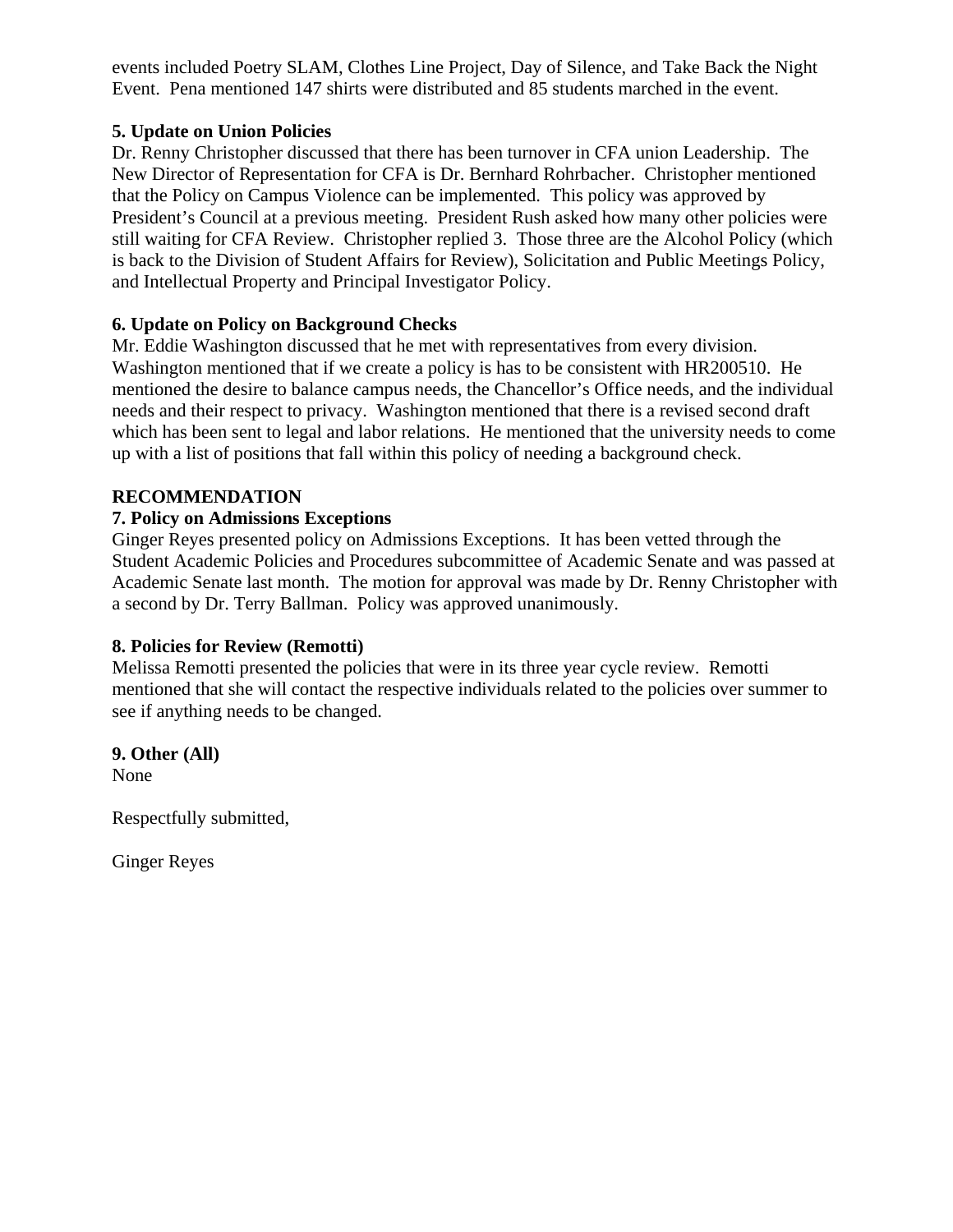events included Poetry SLAM, Clothes Line Project, Day of Silence, and Take Back the Night Event. Pena mentioned 147 shirts were distributed and 85 students marched in the event.

**5. Update on Union Policies**
Dr. Renny Christopher discussed that there has been turnover in CFA union Leadership. The New Director of Representation for CFA is Dr. Bernhard Rohrbacher. Christopher mentioned that the Policy on Campus Violence can be implemented. This policy was approved by President's Council at a previous meeting. President Rush asked how many other policies were still waiting for CFA Review. Christopher replied 3. Those three are the Alcohol Policy (which is back to the Division of Student Affairs for Review), Solicitation and Public Meetings Policy, and Intellectual Property and Principal Investigator Policy.

**6. Update on Policy on Background Checks**
Mr. Eddie Washington discussed that he met with representatives from every division. Washington mentioned that if we create a policy is has to be consistent with HR200510. He mentioned the desire to balance campus needs, the Chancellor's Office needs, and the individual needs and their respect to privacy. Washington mentioned that there is a revised second draft which has been sent to legal and labor relations. He mentioned that the university needs to come up with a list of positions that fall within this policy of needing a background check.

**RECOMMENDATION**
**7. Policy on Admissions Exceptions**
Ginger Reyes presented policy on Admissions Exceptions. It has been vetted through the Student Academic Policies and Procedures subcommittee of Academic Senate and was passed at Academic Senate last month. The motion for approval was made by Dr. Renny Christopher with a second by Dr. Terry Ballman. Policy was approved unanimously.

**8. Policies for Review (Remotti)**
Melissa Remotti presented the policies that were in its three year cycle review. Remotti mentioned that she will contact the respective individuals related to the policies over summer to see if anything needs to be changed.

**9. Other (All)**
None

Respectfully submitted,

Ginger Reyes